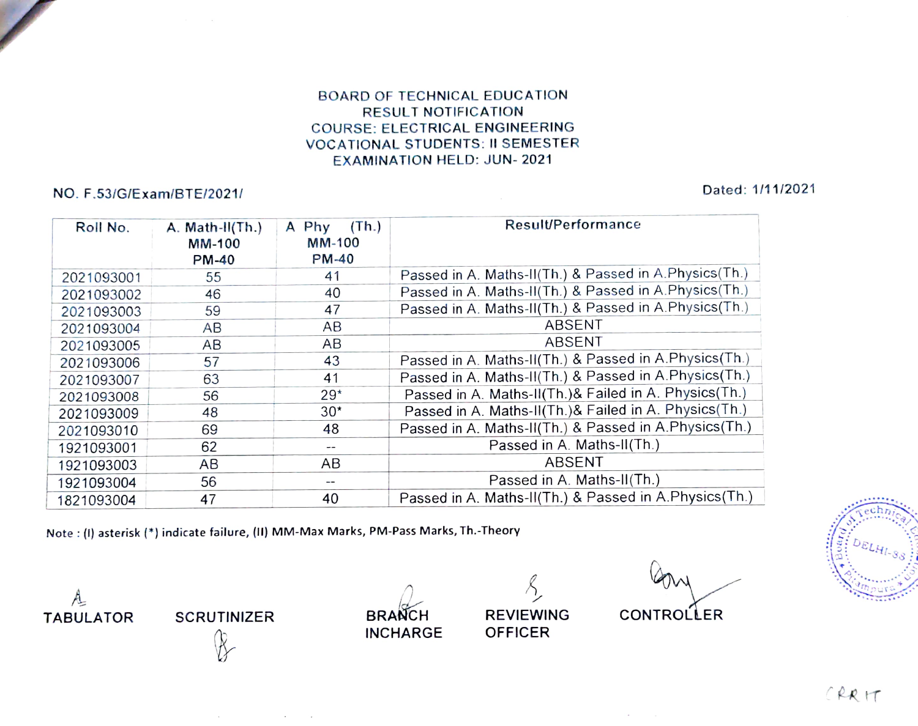# BOARD OF TECHNICAL EDUCATION
## RESULT NOTIFICATION
## COURSE: ELECTRICAL ENGINEERING
## VOCATIONAL STUDENTS: II SEMESTER
## EXAMINATION HELD: JUN- 2021

NO. F.53/G/Exam/BTE/2021/ Dated: 1/11/2021

| Roll No. | A. Math-II(Th.) MM-100 PM-40 | A Phy (Th.) MM-100 PM-40 | Result/Performance |
|---|---|---|---|
| 2021093001 | 55 | 41 | Passed in A. Maths-II(Th.) & Passed in A.Physics(Th.) |
| 2021093002 | 46 | 40 | Passed in A. Maths-II(Th.) & Passed in A.Physics(Th.) |
| 2021093003 | 59 | 47 | Passed in A. Maths-II(Th.) & Passed in A.Physics(Th.) |
| 2021093004 | AB | AB | ABSENT |
| 2021093005 | AB | AB | ABSENT |
| 2021093006 | 57 | 43 | Passed in A. Maths-II(Th.) & Passed in A.Physics(Th.) |
| 2021093007 | 63 | 41 | Passed in A. Maths-II(Th.) & Passed in A.Physics(Th.) |
| 2021093008 | 56 | 29* | Passed in A. Maths-II(Th.)& Failed in A. Physics(Th.) |
| 2021093009 | 48 | 30* | Passed in A. Maths-II(Th.)& Failed in A. Physics(Th.) |
| 2021093010 | 69 | 48 | Passed in A. Maths-II(Th.) & Passed in A.Physics(Th.) |
| 1921093001 | 62 | -- | Passed in A. Maths-II(Th.) |
| 1921093003 | AB | AB | ABSENT |
| 1921093004 | 56 | -- | Passed in A. Maths-II(Th.) |
| 1821093004 | 47 | 40 | Passed in A. Maths-II(Th.) & Passed in A.Physics(Th.) |

Note : (I) asterisk (*) indicate failure, (II) MM-Max Marks, PM-Pass Marks, Th.-Theory

TABULATOR SCRUTINIZER BRANCH INCHARGE REVIEWING OFFICER CONTROLLER

CRRIT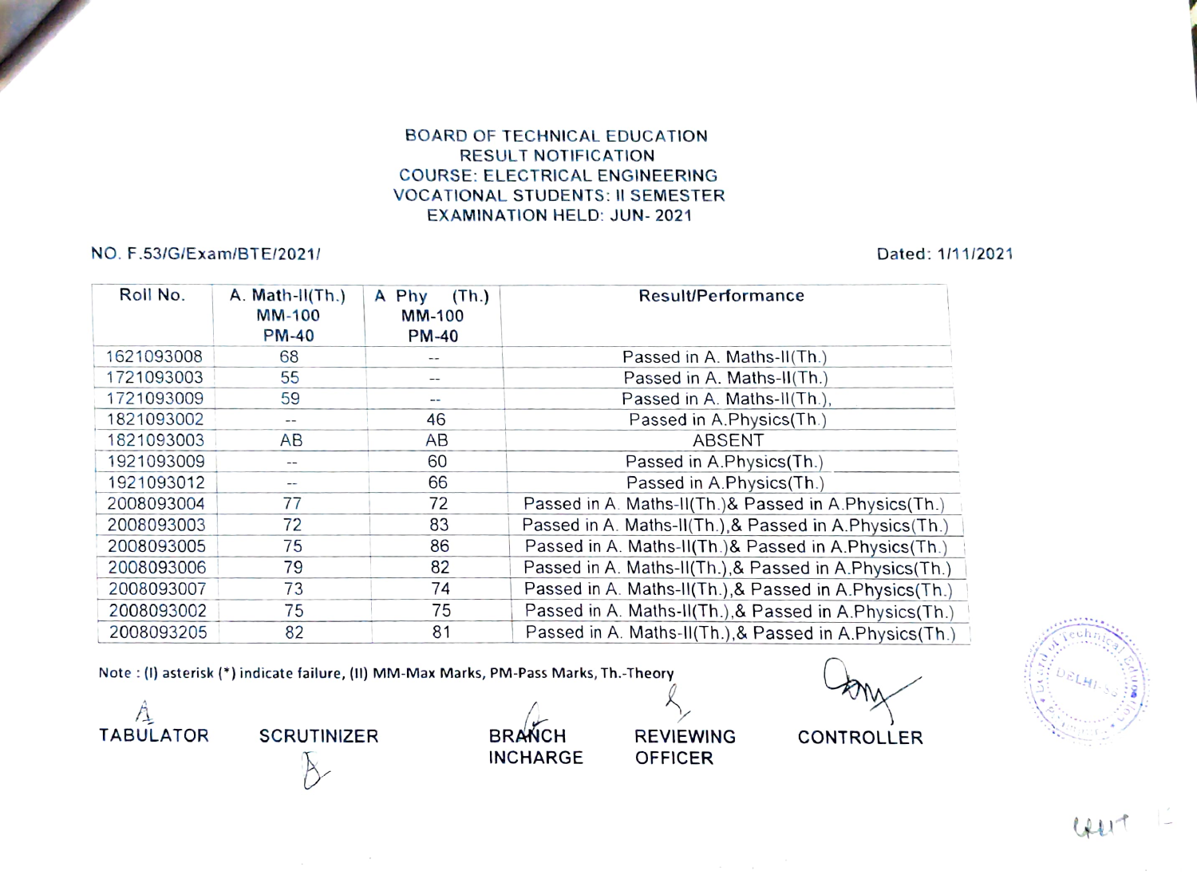BOARD OF TECHNICAL EDUCATION
RESULT NOTIFICATION
COURSE: ELECTRICAL ENGINEERING
VOCATIONAL STUDENTS: II SEMESTER
EXAMINATION HELD: JUN- 2021

NO. F.53/G/Exam/BTE/2021/ Dated: 1/11/2021

| Roll No. | A. Math-II(Th.) MM-100 PM-40 | A Phy (Th.) MM-100 PM-40 | Result/Performance |
|---|---|---|---|
| 1621093008 | 68 | -- | Passed in A. Maths-II(Th.) |
| 1721093003 | 55 | -- | Passed in A. Maths-II(Th.) |
| 1721093009 | 59 | -- | Passed in A. Maths-II(Th.), |
| 1821093002 | -- | 46 | Passed in A.Physics(Th.) |
| 1821093003 | AB | AB | ABSENT |
| 1921093009 | -- | 60 | Passed in A.Physics(Th.) |
| 1921093012 | -- | 66 | Passed in A.Physics(Th.) |
| 2008093004 | 77 | 72 | Passed in A. Maths-II(Th.)& Passed in A.Physics(Th.) |
| 2008093003 | 72 | 83 | Passed in A. Maths-II(Th.),& Passed in A.Physics(Th.) |
| 2008093005 | 75 | 86 | Passed in A. Maths-II(Th.)& Passed in A.Physics(Th.) |
| 2008093006 | 79 | 82 | Passed in A. Maths-II(Th.),& Passed in A.Physics(Th.) |
| 2008093007 | 73 | 74 | Passed in A. Maths-II(Th.),& Passed in A.Physics(Th.) |
| 2008093002 | 75 | 75 | Passed in A. Maths-II(Th.),& Passed in A.Physics(Th.) |
| 2008093205 | 82 | 81 | Passed in A. Maths-II(Th.),& Passed in A.Physics(Th.) |

Note : (I) asterisk (*) indicate failure, (II) MM-Max Marks, PM-Pass Marks, Th.-Theory

TABULATOR SCRUTINIZER BRANCH INCHARGE REVIEWING OFFICER CONTROLLER